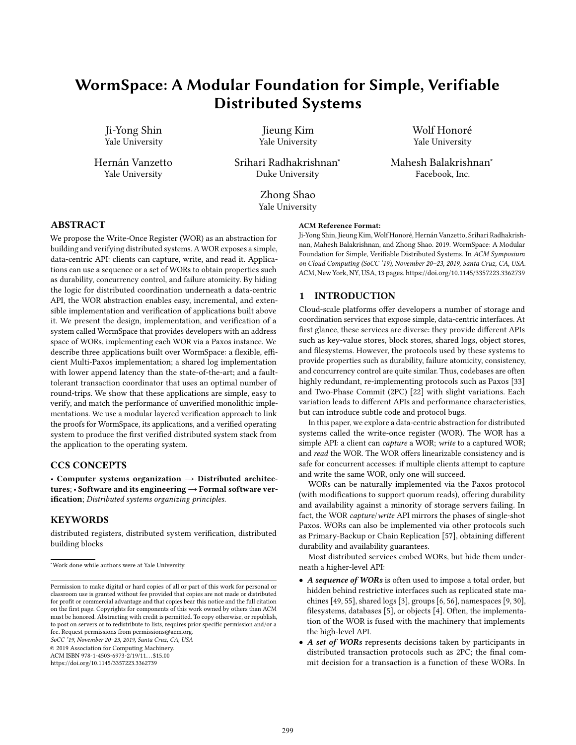# WormSpace: A Modular Foundation for Simple, Verifiable Distributed Systems

Ji-Yong Shin
Yale University

Jieung Kim
Yale University

Wolf Honoré
Yale University

Hernán Vanzetto
Yale University

Srihari Radhakrishnan*
Duke University

Mahesh Balakrishnan*
Facebook, Inc.

Zhong Shao
Yale University

## ABSTRACT

We propose the Write-Once Register (WOR) as an abstraction for building and verifying distributed systems. A WOR exposes a simple, data-centric API: clients can capture, write, and read it. Applications can use a sequence or a set of WORs to obtain properties such as durability, concurrency control, and failure atomicity. By hiding the logic for distributed coordination underneath a data-centric API, the WOR abstraction enables easy, incremental, and extensible implementation and verification of applications built above it. We present the design, implementation, and verification of a system called WormSpace that provides developers with an address space of WORs, implementing each WOR via a Paxos instance. We describe three applications built over WormSpace: a flexible, efficient Multi-Paxos implementation; a shared log implementation with lower append latency than the state-of-the-art; and a fault-tolerant transaction coordinator that uses an optimal number of round-trips. We show that these applications are simple, easy to verify, and match the performance of unverified monolithic implementations. We use a modular layered verification approach to link the proofs for WormSpace, its applications, and a verified operating system to produce the first verified distributed system stack from the application to the operating system.

## CCS CONCEPTS

• **Computer systems organization → Distributed architectures**; • **Software and its engineering → Formal software verification**; *Distributed systems organizing principles.*

## KEYWORDS

distributed registers, distributed system verification, distributed building blocks

*Work done while authors were at Yale University.

Permission to make digital or hard copies of all or part of this work for personal or classroom use is granted without fee provided that copies are not made or distributed for profit or commercial advantage and that copies bear this notice and the full citation on the first page. Copyrights for components of this work owned by others than ACM must be honored. Abstracting with credit is permitted. To copy otherwise, or republish, to post on servers or to redistribute to lists, requires prior specific permission and/or a fee. Request permissions from permissions@acm.org.
*SoCC '19, November 20–23, 2019, Santa Cruz, CA, USA*
© 2019 Association for Computing Machinery.
ACM ISBN 978-1-4503-6973-2/19/11...$15.00
https://doi.org/10.1145/3357223.3362739

**ACM Reference Format:**
Ji-Yong Shin, Jieung Kim, Wolf Honoré, Hernán Vanzetto, Srihari Radhakrishnan, Mahesh Balakrishnan, and Zhong Shao. 2019. WormSpace: A Modular Foundation for Simple, Verifiable Distributed Systems. In *ACM Symposium on Cloud Computing (SoCC '19), November 20–23, 2019, Santa Cruz, CA, USA.* ACM, New York, NY, USA, 13 pages. https://doi.org/10.1145/3357223.3362739

## 1 INTRODUCTION

Cloud-scale platforms offer developers a number of storage and coordination services that expose simple, data-centric interfaces. At first glance, these services are diverse: they provide different APIs such as key-value stores, block stores, shared logs, object stores, and filesystems. However, the protocols used by these systems to provide properties such as durability, failure atomicity, consistency, and concurrency control are quite similar. Thus, codebases are often highly redundant, re-implementing protocols such as Paxos [33] and Two-Phase Commit (2PC) [22] with slight variations. Each variation leads to different APIs and performance characteristics, but can introduce subtle code and protocol bugs.

In this paper, we explore a data-centric abstraction for distributed systems called the write-once register (WOR). The WOR has a simple API: a client can *capture* a WOR; *write* to a captured WOR; and *read* the WOR. The WOR offers linearizable consistency and is safe for concurrent accesses: if multiple clients attempt to capture and write the same WOR, only one will succeed.

WORs can be naturally implemented via the Paxos protocol (with modifications to support quorum reads), offering durability and availability against a minority of storage servers failing. In fact, the WOR *capture*/*write* API mirrors the phases of single-shot Paxos. WORs can also be implemented via other protocols such as Primary-Backup or Chain Replication [57], obtaining different durability and availability guarantees.

Most distributed services embed WORs, but hide them underneath a higher-level API:

- ***A sequence of WORs*** is often used to impose a total order, but hidden behind restrictive interfaces such as replicated state machines [49, 55], shared logs [3], groups [6, 56], namespaces [9, 30], filesystems, databases [5], or objects [4]. Often, the implementation of the WOR is fused with the machinery that implements the high-level API.
- ***A set of WORs*** represents decisions taken by participants in distributed transaction protocols such as 2PC; the final commit decision for a transaction is a function of these WORs. In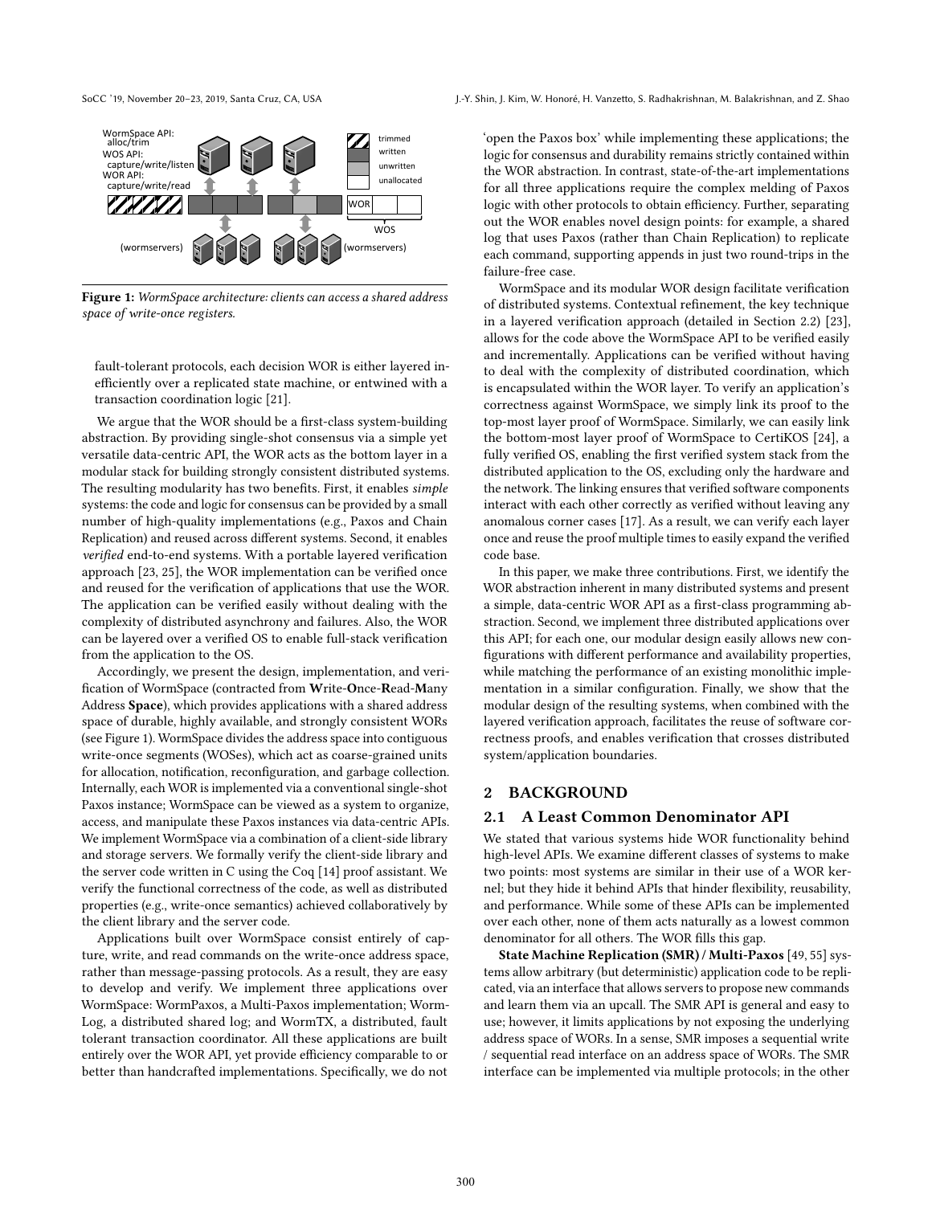**Figure 1:** *WormSpace architecture: clients can access a shared address space of write-once registers.*

fault-tolerant protocols, each decision WOR is either layered inefficiently over a replicated state machine, or entwined with a transaction coordination logic [21].

We argue that the WOR should be a first-class system-building abstraction. By providing single-shot consensus via a simple yet versatile data-centric API, the WOR acts as the bottom layer in a modular stack for building strongly consistent distributed systems. The resulting modularity has two benefits. First, it enables *simple* systems: the code and logic for consensus can be provided by a small number of high-quality implementations (e.g., Paxos and Chain Replication) and reused across different systems. Second, it enables *verified* end-to-end systems. With a portable layered verification approach [23, 25], the WOR implementation can be verified once and reused for the verification of applications that use the WOR. The application can be verified easily without dealing with the complexity of distributed asynchrony and failures. Also, the WOR can be layered over a verified OS to enable full-stack verification from the application to the OS.

Accordingly, we present the design, implementation, and verification of WormSpace (contracted from **W**rite-**O**nce-**R**ead-**M**any Address **Space**), which provides applications with a shared address space of durable, highly available, and strongly consistent WORs (see Figure 1). WormSpace divides the address space into contiguous write-once segments (WOSes), which act as coarse-grained units for allocation, notification, reconfiguration, and garbage collection. Internally, each WOR is implemented via a conventional single-shot Paxos instance; WormSpace can be viewed as a system to organize, access, and manipulate these Paxos instances via data-centric APIs. We implement WormSpace via a combination of a client-side library and storage servers. We formally verify the client-side library and the server code written in C using the Coq [14] proof assistant. We verify the functional correctness of the code, as well as distributed properties (e.g., write-once semantics) achieved collaboratively by the client library and the server code.

Applications built over WormSpace consist entirely of capture, write, and read commands on the write-once address space, rather than message-passing protocols. As a result, they are easy to develop and verify. We implement three applications over WormSpace: WormPaxos, a Multi-Paxos implementation; WormLog, a distributed shared log; and WormTX, a distributed, fault tolerant transaction coordinator. All these applications are built entirely over the WOR API, yet provide efficiency comparable to or better than handcrafted implementations. Specifically, we do not 'open the Paxos box' while implementing these applications; the logic for consensus and durability remains strictly contained within the WOR abstraction. In contrast, state-of-the-art implementations for all three applications require the complex melding of Paxos logic with other protocols to obtain efficiency. Further, separating out the WOR enables novel design points: for example, a shared log that uses Paxos (rather than Chain Replication) to replicate each command, supporting appends in just two round-trips in the failure-free case.

WormSpace and its modular WOR design facilitate verification of distributed systems. Contextual refinement, the key technique in a layered verification approach (detailed in Section 2.2) [23], allows for the code above the WormSpace API to be verified easily and incrementally. Applications can be verified without having to deal with the complexity of distributed coordination, which is encapsulated within the WOR layer. To verify an application's correctness against WormSpace, we simply link its proof to the top-most layer proof of WormSpace. Similarly, we can easily link the bottom-most layer proof of WormSpace to CertiKOS [24], a fully verified OS, enabling the first verified system stack from the distributed application to the OS, excluding only the hardware and the network. The linking ensures that verified software components interact with each other correctly as verified without leaving any anomalous corner cases [17]. As a result, we can verify each layer once and reuse the proof multiple times to easily expand the verified code base.

In this paper, we make three contributions. First, we identify the WOR abstraction inherent in many distributed systems and present a simple, data-centric WOR API as a first-class programming abstraction. Second, we implement three distributed applications over this API; for each one, our modular design easily allows new configurations with different performance and availability properties, while matching the performance of an existing monolithic implementation in a similar configuration. Finally, we show that the modular design of the resulting systems, when combined with the layered verification approach, facilitates the reuse of software correctness proofs, and enables verification that crosses distributed system/application boundaries.

## 2 BACKGROUND

### 2.1 A Least Common Denominator API

We stated that various systems hide WOR functionality behind high-level APIs. We examine different classes of systems to make two points: most systems are similar in their use of a WOR kernel; but they hide it behind APIs that hinder flexibility, reusability, and performance. While some of these APIs can be implemented over each other, none of them acts naturally as a lowest common denominator for all others. The WOR fills this gap.

**State Machine Replication (SMR) / Multi-Paxos** [49, 55] systems allow arbitrary (but deterministic) application code to be replicated, via an interface that allows servers to propose new commands and learn them via an upcall. The SMR API is general and easy to use; however, it limits applications by not exposing the underlying address space of WORs. In a sense, SMR imposes a sequential write / sequential read interface on an address space of WORs. The SMR interface can be implemented via multiple protocols; in the other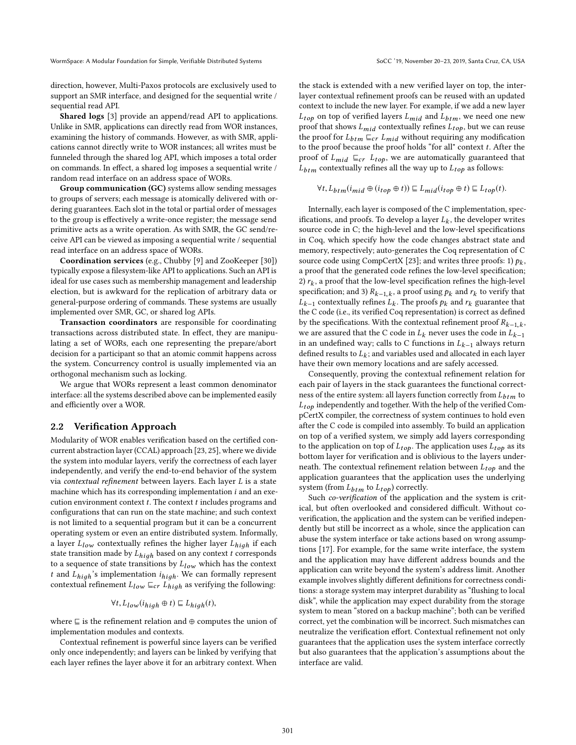direction, however, Multi-Paxos protocols are exclusively used to support an SMR interface, and designed for the sequential write / sequential read API.

**Shared logs** [3] provide an append/read API to applications. Unlike in SMR, applications can directly read from WOR instances, examining the history of commands. However, as with SMR, applications cannot directly write to WOR instances; all writes must be funneled through the shared log API, which imposes a total order on commands. In effect, a shared log imposes a sequential write / random read interface on an address space of WORs.

**Group communication (GC)** systems allow sending messages to groups of servers; each message is atomically delivered with ordering guarantees. Each slot in the total or partial order of messages to the group is effectively a write-once register; the message send primitive acts as a write operation. As with SMR, the GC send/receive API can be viewed as imposing a sequential write / sequential read interface on an address space of WORs.

**Coordination services** (e.g., Chubby [9] and ZooKeeper [30]) typically expose a filesystem-like API to applications. Such an API is ideal for use cases such as membership management and leadership election, but is awkward for the replication of arbitrary data or general-purpose ordering of commands. These systems are usually implemented over SMR, GC, or shared log APIs.

**Transaction coordinators** are responsible for coordinating transactions across distributed state. In effect, they are manipulating a set of WORs, each one representing the prepare/abort decision for a participant so that an atomic commit happens across the system. Concurrency control is usually implemented via an orthogonal mechanism such as locking.

We argue that WORs represent a least common denominator interface: all the systems described above can be implemented easily and efficiently over a WOR.

## 2.2 Verification Approach

Modularity of WOR enables verification based on the certified concurrent abstraction layer (CCAL) approach [23, 25], where we divide the system into modular layers, verify the correctness of each layer independently, and verify the end-to-end behavior of the system via *contextual refinement* between layers. Each layer $L$ is a state machine which has its corresponding implementation $i$ and an execution environment context $t$. The context $t$ includes programs and configurations that can run on the state machine; and such context is not limited to a sequential program but it can be a concurrent operating system or even an entire distributed system. Informally, a layer $L_{low}$ contextually refines the higher layer $L_{high}$ if each state transition made by $L_{high}$ based on any context $t$ corresponds to a sequence of state transitions by $L_{low}$ which has the context $t$ and $L_{high}$'s implementation $i_{high}$. We can formally represent contextual refinement $L_{low} \sqsubseteq_{cr} L_{high}$ as verifying the following:

$$\forall t, L_{low}(i_{high} \oplus t) \sqsubseteq L_{high}(t),$$

where $\sqsubseteq$ is the refinement relation and $\oplus$ computes the union of implementation modules and contexts.

Contextual refinement is powerful since layers can be verified only once independently; and layers can be linked by verifying that each layer refines the layer above it for an arbitrary context. When the stack is extended with a new verified layer on top, the inter-layer contextual refinement proofs can be reused with an updated context to include the new layer. For example, if we add a new layer $L_{top}$ on top of verified layers $L_{mid}$ and $L_{btm}$, we need one new proof that shows $L_{mid}$ contextually refines $L_{top}$, but we can reuse the proof for $L_{btm} \sqsubseteq_{cr} L_{mid}$ without requiring any modification to the proof because the proof holds "for all" context $t$. After the proof of $L_{mid} \sqsubseteq_{cr} L_{top}$, we are automatically guaranteed that $L_{btm}$ contextually refines all the way up to $L_{top}$ as follows:

$$\forall t, L_{btm}(i_{mid} \oplus (i_{top} \oplus t)) \sqsubseteq L_{mid}(i_{top} \oplus t) \sqsubseteq L_{top}(t).$$

Internally, each layer is composed of the C implementation, specifications, and proofs. To develop a layer $L_k$, the developer writes source code in C; the high-level and the low-level specifications in Coq, which specify how the code changes abstract state and memory, respectively; auto-generates the Coq representation of C source code using CompCertX [23]; and writes three proofs: 1) $p_k$, a proof that the generated code refines the low-level specification; 2) $r_k$, a proof that the low-level specification refines the high-level specification; and 3) $R_{k-1,k}$, a proof using $p_k$ and $r_k$ to verify that $L_{k-1}$ contextually refines $L_k$. The proofs $p_k$ and $r_k$ guarantee that the C code (i.e., its verified Coq representation) is correct as defined by the specifications. With the contextual refinement proof $R_{k-1,k}$, we are assured that the C code in $L_k$ never uses the code in $L_{k-1}$ in an undefined way; calls to C functions in $L_{k-1}$ always return defined results to $L_k$; and variables used and allocated in each layer have their own memory locations and are safely accessed.

Consequently, proving the contextual refinement relation for each pair of layers in the stack guarantees the functional correctness of the entire system: all layers function correctly from $L_{btm}$ to $L_{top}$ independently and together. With the help of the verified CompCertX compiler, the correctness of system continues to hold even after the C code is compiled into assembly. To build an application on top of a verified system, we simply add layers corresponding to the application on top of $L_{top}$. The application uses $L_{top}$ as its bottom layer for verification and is oblivious to the layers underneath. The contextual refinement relation between $L_{top}$ and the application guarantees that the application uses the underlying system (from $L_{btm}$ to $L_{top}$) correctly.

Such *co-verification* of the application and the system is critical, but often overlooked and considered difficult. Without co-verification, the application and the system can be verified independently but still be incorrect as a whole, since the application can abuse the system interface or take actions based on wrong assumptions [17]. For example, for the same write interface, the system and the application may have different address bounds and the application can write beyond the system's address limit. Another example involves slightly different definitions for correctness conditions: a storage system may interpret durability as "flushing to local disk", while the application may expect durability from the storage system to mean "stored on a backup machine"; both can be verified correct, yet the combination will be incorrect. Such mismatches can neutralize the verification effort. Contextual refinement not only guarantees that the application uses the system interface correctly but also guarantees that the application's assumptions about the interface are valid.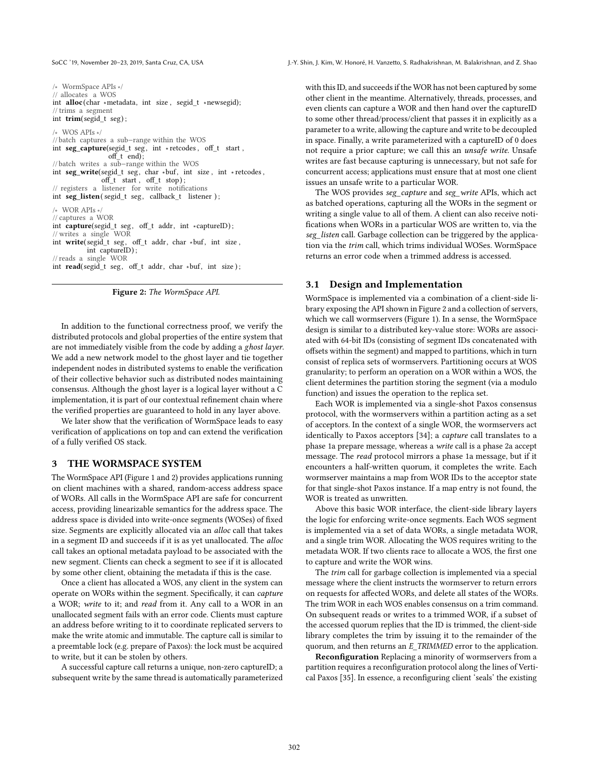```
/* WormSpace APIs */
// allocates a WOS
int alloc(char *metadata, int size, segid_t *newsegid);
// trims a segment
int trim(segid_t seg);

/* WOS APIs */
// batch captures a sub-range within the WOS
int seg_capture(segid_t seg, int *retcodes, off_t start,
                off_t end);
// batch writes a sub-range within the WOS
int seg_write(segid_t seg, char *buf, int size, int *retcodes,
              off_t start, off_t stop);
// registers a listener for write notifications
int seg_listen(segid_t seg, callback_t listener);

/* WOR APIs */
// captures a WOR
int capture(segid_t seg, off_t addr, int *captureID);
// writes a single WOR
int write(segid_t seg, off_t addr, char *buf, int size,
          int captureID);
// reads a single WOR
int read(segid_t seg, off_t addr, char *buf, int size);
```

**Figure 2:** *The WormSpace API.*

In addition to the functional correctness proof, we verify the distributed protocols and global properties of the entire system that are not immediately visible from the code by adding a *ghost layer*. We add a new network model to the ghost layer and tie together independent nodes in distributed systems to enable the verification of their collective behavior such as distributed nodes maintaining consensus. Although the ghost layer is a logical layer without a C implementation, it is part of our contextual refinement chain where the verified properties are guaranteed to hold in any layer above.

We later show that the verification of WormSpace leads to easy verification of applications on top and can extend the verification of a fully verified OS stack.

## 3 THE WORMSPACE SYSTEM

The WormSpace API (Figure 1 and 2) provides applications running on client machines with a shared, random-access address space of WORs. All calls in the WormSpace API are safe for concurrent access, providing linearizable semantics for the address space. The address space is divided into write-once segments (WOSes) of fixed size. Segments are explicitly allocated via an *alloc* call that takes in a segment ID and succeeds if it is as yet unallocated. The *alloc* call takes an optional metadata payload to be associated with the new segment. Clients can check a segment to see if it is allocated by some other client, obtaining the metadata if this is the case.

Once a client has allocated a WOS, any client in the system can operate on WORs within the segment. Specifically, it can *capture* a WOR; *write* to it; and *read* from it. Any call to a WOR in an unallocated segment fails with an error code. Clients must capture an address before writing to it to coordinate replicated servers to make the write atomic and immutable. The capture call is similar to a preemtable lock (e.g. prepare of Paxos): the lock must be acquired to write, but it can be stolen by others.

A successful capture call returns a unique, non-zero captureID; a subsequent write by the same thread is automatically parameterized with this ID, and succeeds if the WOR has not been captured by some other client in the meantime. Alternatively, threads, processes, and even clients can capture a WOR and then hand over the captureID to some other thread/process/client that passes it in explicitly as a parameter to a write, allowing the capture and write to be decoupled in space. Finally, a write parameterized with a captureID of 0 does not require a prior capture; we call this an *unsafe write*. Unsafe writes are fast because capturing is unnecessary, but not safe for concurrent access; applications must ensure that at most one client issues an unsafe write to a particular WOR.

The WOS provides *seg_capture* and *seg_write* APIs, which act as batched operations, capturing all the WORs in the segment or writing a single value to all of them. A client can also receive notifications when WORs in a particular WOS are written to, via the *seg_listen* call. Garbage collection can be triggered by the application via the *trim* call, which trims individual WOSes. WormSpace returns an error code when a trimmed address is accessed.

### 3.1 Design and Implementation

WormSpace is implemented via a combination of a client-side library exposing the API shown in Figure 2 and a collection of servers, which we call wormservers (Figure 1). In a sense, the WormSpace design is similar to a distributed key-value store: WORs are associated with 64-bit IDs (consisting of segment IDs concatenated with offsets within the segment) and mapped to partitions, which in turn consist of replica sets of wormservers. Partitioning occurs at WOS granularity; to perform an operation on a WOR within a WOS, the client determines the partition storing the segment (via a modulo function) and issues the operation to the replica set.

Each WOR is implemented via a single-shot Paxos consensus protocol, with the wormservers within a partition acting as a set of acceptors. In the context of a single WOR, the wormservers act identically to Paxos acceptors [34]; a *capture* call translates to a phase 1a prepare message, whereas a *write* call is a phase 2a accept message. The *read* protocol mirrors a phase 1a message, but if it encounters a half-written quorum, it completes the write. Each wormserver maintains a map from WOR IDs to the acceptor state for that single-shot Paxos instance. If a map entry is not found, the WOR is treated as unwritten.

Above this basic WOR interface, the client-side library layers the logic for enforcing write-once segments. Each WOS segment is implemented via a set of data WORs, a single metadata WOR, and a single trim WOR. Allocating the WOS requires writing to the metadata WOR. If two clients race to allocate a WOS, the first one to capture and write the WOR wins.

The *trim* call for garbage collection is implemented via a special message where the client instructs the wormserver to return errors on requests for affected WORs, and delete all states of the WORs. The trim WOR in each WOS enables consensus on a trim command. On subsequent reads or writes to a trimmed WOR, if a subset of the accessed quorum replies that the ID is trimmed, the client-side library completes the trim by issuing it to the remainder of the quorum, and then returns an *E_TRIMMED* error to the application.

**Reconfiguration** Replacing a minority of wormservers from a partition requires a reconfiguration protocol along the lines of Vertical Paxos [35]. In essence, a reconfiguring client 'seals' the existing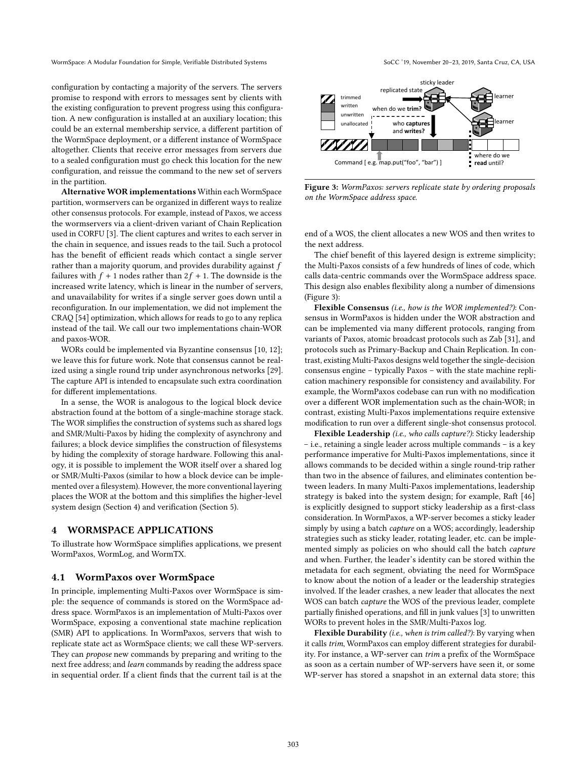configuration by contacting a majority of the servers. The servers promise to respond with errors to messages sent by clients with the existing configuration to prevent progress using this configuration. A new configuration is installed at an auxiliary location; this could be an external membership service, a different partition of the WormSpace deployment, or a different instance of WormSpace altogether. Clients that receive error messages from servers due to a sealed configuration must go check this location for the new configuration, and reissue the command to the new set of servers in the partition.

**Alternative WOR implementations** Within each WormSpace partition, wormservers can be organized in different ways to realize other consensus protocols. For example, instead of Paxos, we access the wormservers via a client-driven variant of Chain Replication used in CORFU [3]. The client captures and writes to each server in the chain in sequence, and issues reads to the tail. Such a protocol has the benefit of efficient reads which contact a single server rather than a majority quorum, and provides durability against $f$ failures with $f+1$ nodes rather than $2f+1$. The downside is the increased write latency, which is linear in the number of servers, and unavailability for writes if a single server goes down until a reconfiguration. In our implementation, we did not implement the CRAQ [54] optimization, which allows for reads to go to any replica instead of the tail. We call our two implementations chain-WOR and paxos-WOR.

WORs could be implemented via Byzantine consensus [10, 12]; we leave this for future work. Note that consensus cannot be realized using a single round trip under asynchronous networks [29]. The capture API is intended to encapsulate such extra coordination for different implementations.

In a sense, the WOR is analogous to the logical block device abstraction found at the bottom of a single-machine storage stack. The WOR simplifies the construction of systems such as shared logs and SMR/Multi-Paxos by hiding the complexity of asynchrony and failures; a block device simplifies the construction of filesystems by hiding the complexity of storage hardware. Following this analogy, it is possible to implement the WOR itself over a shared log or SMR/Multi-Paxos (similar to how a block device can be implemented over a filesystem). However, the more conventional layering places the WOR at the bottom and this simplifies the higher-level system design (Section 4) and verification (Section 5).

## 4 WORMSPACE APPLICATIONS

To illustrate how WormSpace simplifies applications, we present WormPaxos, WormLog, and WormTX.

### 4.1 WormPaxos over WormSpace

In principle, implementing Multi-Paxos over WormSpace is simple: the sequence of commands is stored on the WormSpace address space. WormPaxos is an implementation of Multi-Paxos over WormSpace, exposing a conventional state machine replication (SMR) API to applications. In WormPaxos, servers that wish to replicate state act as WormSpace clients; we call these WP-servers. They can *propose* new commands by preparing and writing to the next free address; and *learn* commands by reading the address space in sequential order. If a client finds that the current tail is at the end of a WOS, the client allocates a new WOS and then writes to the next address.

**Figure 3:** *WormPaxos: servers replicate state by ordering proposals on the WormSpace address space.*

The chief benefit of this layered design is extreme simplicity; the Multi-Paxos consists of a few hundreds of lines of code, which calls data-centric commands over the WormSpace address space. This design also enables flexibility along a number of dimensions (Figure 3):

**Flexible Consensus** *(i.e., how is the WOR implemented?)*: Consensus in WormPaxos is hidden under the WOR abstraction and can be implemented via many different protocols, ranging from variants of Paxos, atomic broadcast protocols such as Zab [31], and protocols such as Primary-Backup and Chain Replication. In contrast, existing Multi-Paxos designs weld together the single-decision consensus engine – typically Paxos – with the state machine replication machinery responsible for consistency and availability. For example, the WormPaxos codebase can run with no modification over a different WOR implementation such as the chain-WOR; in contrast, existing Multi-Paxos implementations require extensive modification to run over a different single-shot consensus protocol.

**Flexible Leadership** *(i.e., who calls capture?)*: Sticky leadership – i.e., retaining a single leader across multiple commands – is a key performance imperative for Multi-Paxos implementations, since it allows commands to be decided within a single round-trip rather than two in the absence of failures, and eliminates contention between leaders. In many Multi-Paxos implementations, leadership strategy is baked into the system design; for example, Raft [46] is explicitly designed to support sticky leadership as a first-class consideration. In WormPaxos, a WP-server becomes a sticky leader simply by using a batch *capture* on a WOS; accordingly, leadership strategies such as sticky leader, rotating leader, etc. can be implemented simply as policies on who should call the batch *capture* and when. Further, the leader's identity can be stored within the metadata for each segment, obviating the need for WormSpace to know about the notion of a leader or the leadership strategies involved. If the leader crashes, a new leader that allocates the next WOS can batch *capture* the WOS of the previous leader, complete partially finished operations, and fill in junk values [3] to unwritten WORs to prevent holes in the SMR/Multi-Paxos log.

**Flexible Durability** *(i.e., when is trim called?)*: By varying when it calls *trim*, WormPaxos can employ different strategies for durability. For instance, a WP-server can *trim* a prefix of the WormSpace as soon as a certain number of WP-servers have seen it, or some WP-server has stored a snapshot in an external data store; this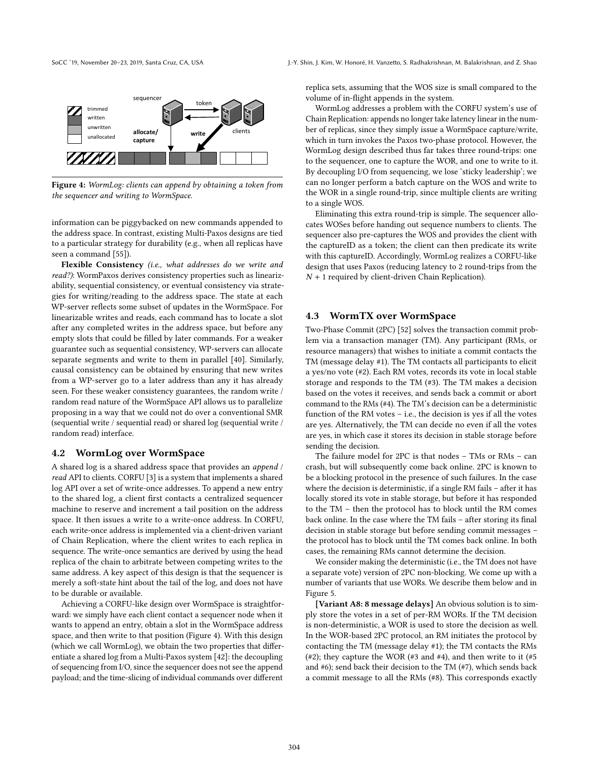Figure 4: *WormLog: clients can append by obtaining a token from the sequencer and writing to WormSpace.*

information can be piggybacked on new commands appended to the address space. In contrast, existing Multi-Paxos designs are tied to a particular strategy for durability (e.g., when all replicas have seen a command [55]).

**Flexible Consistency** *(i.e., what addresses do we write and read?)*: WormPaxos derives consistency properties such as linearizability, sequential consistency, or eventual consistency via strategies for writing/reading to the address space. The state at each WP-server reflects some subset of updates in the WormSpace. For linearizable writes and reads, each command has to locate a slot after any completed writes in the address space, but before any empty slots that could be filled by later commands. For a weaker guarantee such as sequential consistency, WP-servers can allocate separate segments and write to them in parallel [40]. Similarly, causal consistency can be obtained by ensuring that new writes from a WP-server go to a later address than any it has already seen. For these weaker consistency guarantees, the random write / random read nature of the WormSpace API allows us to parallelize proposing in a way that we could not do over a conventional SMR (sequential write / sequential read) or shared log (sequential write / random read) interface.

## 4.2 WormLog over WormSpace

A shared log is a shared address space that provides an *append* / *read* API to clients. CORFU [3] is a system that implements a shared log API over a set of write-once addresses. To append a new entry to the shared log, a client first contacts a centralized sequencer machine to reserve and increment a tail position on the address space. It then issues a write to a write-once address. In CORFU, each write-once address is implemented via a client-driven variant of Chain Replication, where the client writes to each replica in sequence. The write-once semantics are derived by using the head replica of the chain to arbitrate between competing writes to the same address. A key aspect of this design is that the sequencer is merely a soft-state hint about the tail of the log, and does not have to be durable or available.

Achieving a CORFU-like design over WormSpace is straightforward: we simply have each client contact a sequencer node when it wants to append an entry, obtain a slot in the WormSpace address space, and then write to that position (Figure 4). With this design (which we call WormLog), we obtain the two properties that differentiate a shared log from a Multi-Paxos system [42]: the decoupling of sequencing from I/O, since the sequencer does not see the append payload; and the time-slicing of individual commands over different replica sets, assuming that the WOS size is small compared to the volume of in-flight appends in the system.

WormLog addresses a problem with the CORFU system's use of Chain Replication: appends no longer take latency linear in the number of replicas, since they simply issue a WormSpace capture/write, which in turn invokes the Paxos two-phase protocol. However, the WormLog design described thus far takes three round-trips: one to the sequencer, one to capture the WOR, and one to write to it. By decoupling I/O from sequencing, we lose 'sticky leadership'; we can no longer perform a batch capture on the WOS and write to the WOR in a single round-trip, since multiple clients are writing to a single WOS.

Eliminating this extra round-trip is simple. The sequencer allocates WOSes before handing out sequence numbers to clients. The sequencer also pre-captures the WOS and provides the client with the captureID as a token; the client can then predicate its write with this captureID. Accordingly, WormLog realizes a CORFU-like design that uses Paxos (reducing latency to 2 round-trips from the $N + 1$ required by client-driven Chain Replication).

## 4.3 WormTX over WormSpace

Two-Phase Commit (2PC) [52] solves the transaction commit problem via a transaction manager (TM). Any participant (RMs, or resource managers) that wishes to initiate a commit contacts the TM (message delay #1). The TM contacts all participants to elicit a yes/no vote (#2). Each RM votes, records its vote in local stable storage and responds to the TM (#3). The TM makes a decision based on the votes it receives, and sends back a commit or abort command to the RMs (#4). The TM's decision can be a deterministic function of the RM votes – i.e., the decision is yes if all the votes are yes. Alternatively, the TM can decide no even if all the votes are yes, in which case it stores its decision in stable storage before sending the decision.

The failure model for 2PC is that nodes – TMs or RMs – can crash, but will subsequently come back online. 2PC is known to be a blocking protocol in the presence of such failures. In the case where the decision is deterministic, if a single RM fails – after it has locally stored its vote in stable storage, but before it has responded to the TM – then the protocol has to block until the RM comes back online. In the case where the TM fails – after storing its final decision in stable storage but before sending commit messages – the protocol has to block until the TM comes back online. In both cases, the remaining RMs cannot determine the decision.

We consider making the deterministic (i.e., the TM does not have a separate vote) version of 2PC non-blocking. We come up with a number of variants that use WORs. We describe them below and in Figure 5.

**[Variant A8: 8 message delays]** An obvious solution is to simply store the votes in a set of per-RM WORs. If the TM decision is non-deterministic, a WOR is used to store the decision as well. In the WOR-based 2PC protocol, an RM initiates the protocol by contacting the TM (message delay #1); the TM contacts the RMs (#2); they capture the WOR (#3 and #4), and then write to it (#5 and #6); send back their decision to the TM (#7), which sends back a commit message to all the RMs (#8). This corresponds exactly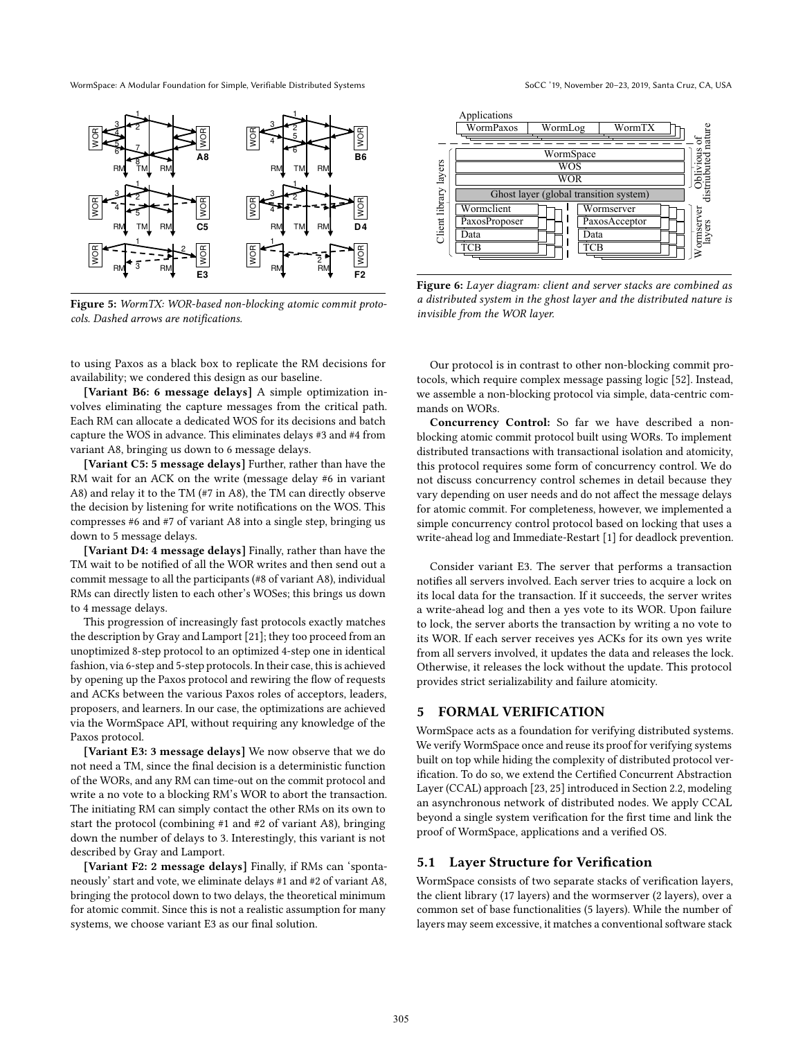Figure 5: *WormTX: WOR-based non-blocking atomic commit protocols. Dashed arrows are notifications.*

Figure 6: *Layer diagram: client and server stacks are combined as a distributed system in the ghost layer and the distributed nature is invisible from the WOR layer.*

to using Paxos as a black box to replicate the RM decisions for availability; we condered this design as our baseline.

**[Variant B6: 6 message delays]** A simple optimization involves eliminating the capture messages from the critical path. Each RM can allocate a dedicated WOS for its decisions and batch capture the WOS in advance. This eliminates delays #3 and #4 from variant A8, bringing us down to 6 message delays.

**[Variant C5: 5 message delays]** Further, rather than have the RM wait for an ACK on the write (message delay #6 in variant A8) and relay it to the TM (#7 in A8), the TM can directly observe the decision by listening for write notifications on the WOS. This compresses #6 and #7 of variant A8 into a single step, bringing us down to 5 message delays.

**[Variant D4: 4 message delays]** Finally, rather than have the TM wait to be notified of all the WOR writes and then send out a commit message to all the participants (#8 of variant A8), individual RMs can directly listen to each other's WOSes; this brings us down to 4 message delays.

This progression of increasingly fast protocols exactly matches the description by Gray and Lamport [21]; they too proceed from an unoptimized 8-step protocol to an optimized 4-step one in identical fashion, via 6-step and 5-step protocols. In their case, this is achieved by opening up the Paxos protocol and rewiring the flow of requests and ACKs between the various Paxos roles of acceptors, leaders, proposers, and learners. In our case, the optimizations are achieved via the WormSpace API, without requiring any knowledge of the Paxos protocol.

**[Variant E3: 3 message delays]** We now observe that we do not need a TM, since the final decision is a deterministic function of the WORs, and any RM can time-out on the commit protocol and write a no vote to a blocking RM's WOR to abort the transaction. The initiating RM can simply contact the other RMs on its own to start the protocol (combining #1 and #2 of variant A8), bringing down the number of delays to 3. Interestingly, this variant is not described by Gray and Lamport.

**[Variant F2: 2 message delays]** Finally, if RMs can 'spontaneously' start and vote, we eliminate delays #1 and #2 of variant A8, bringing the protocol down to two delays, the theoretical minimum for atomic commit. Since this is not a realistic assumption for many systems, we choose variant E3 as our final solution.

Our protocol is in contrast to other non-blocking commit protocols, which require complex message passing logic [52]. Instead, we assemble a non-blocking protocol via simple, data-centric commands on WORs.

**Concurrency Control:** So far we have described a non-blocking atomic commit protocol built using WORs. To implement distributed transactions with transactional isolation and atomicity, this protocol requires some form of concurrency control. We do not discuss concurrency control schemes in detail because they vary depending on user needs and do not affect the message delays for atomic commit. For completeness, however, we implemented a simple concurrency control protocol based on locking that uses a write-ahead log and Immediate-Restart [1] for deadlock prevention.

Consider variant E3. The server that performs a transaction notifies all servers involved. Each server tries to acquire a lock on its local data for the transaction. If it succeeds, the server writes a write-ahead log and then a yes vote to its WOR. Upon failure to lock, the server aborts the transaction by writing a no vote to its WOR. If each server receives yes ACKs for its own yes write from all servers involved, it updates the data and releases the lock. Otherwise, it releases the lock without the update. This protocol provides strict serializability and failure atomicity.

## 5 FORMAL VERIFICATION

WormSpace acts as a foundation for verifying distributed systems. We verify WormSpace once and reuse its proof for verifying systems built on top while hiding the complexity of distributed protocol verification. To do so, we extend the Certified Concurrent Abstraction Layer (CCAL) approach [23, 25] introduced in Section 2.2, modeling an asynchronous network of distributed nodes. We apply CCAL beyond a single system verification for the first time and link the proof of WormSpace, applications and a verified OS.

### 5.1 Layer Structure for Verification

WormSpace consists of two separate stacks of verification layers, the client library (17 layers) and the wormserver (2 layers), over a common set of base functionalities (5 layers). While the number of layers may seem excessive, it matches a conventional software stack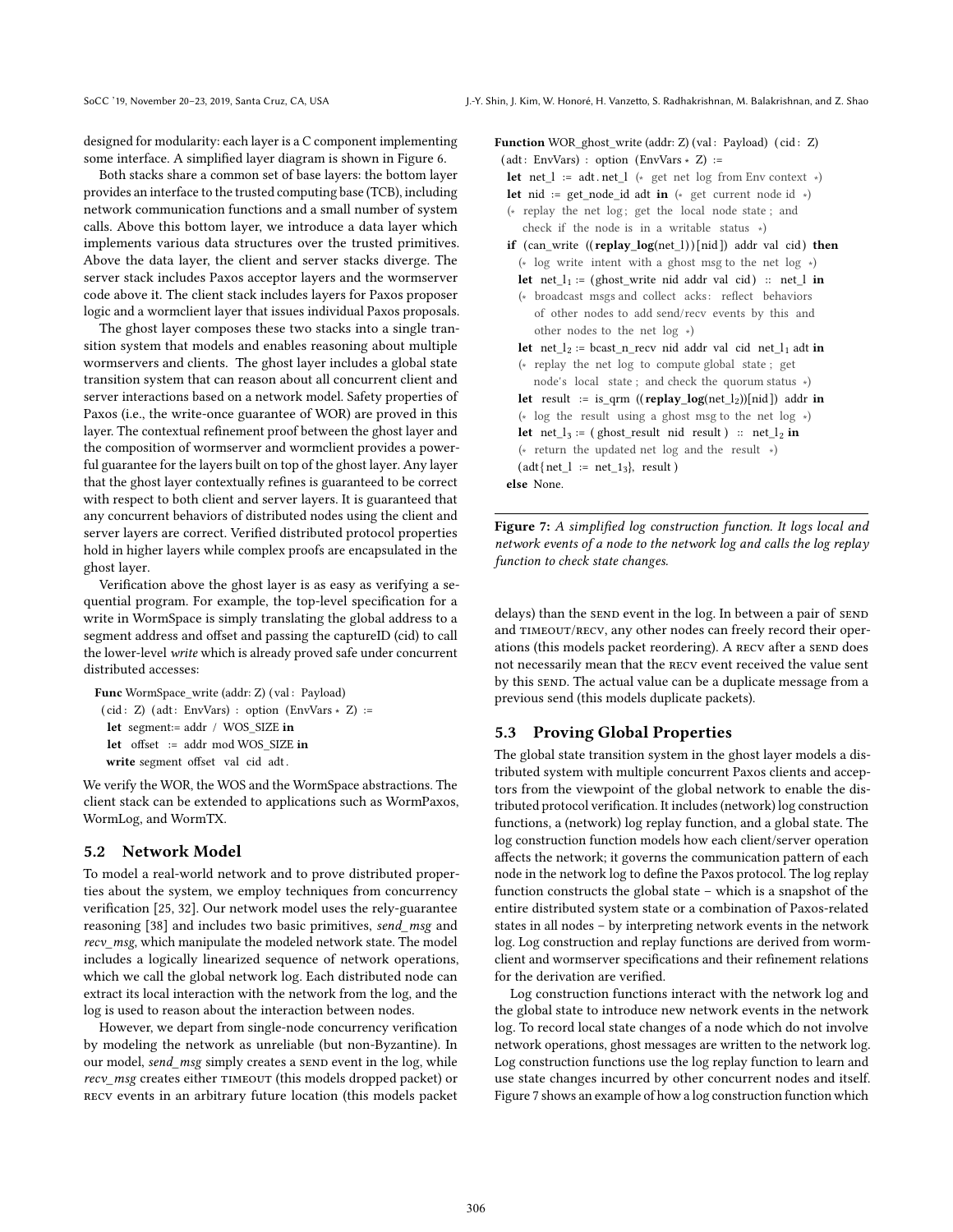designed for modularity: each layer is a C component implementing some interface. A simplified layer diagram is shown in Figure 6.

Both stacks share a common set of base layers: the bottom layer provides an interface to the trusted computing base (TCB), including network communication functions and a small number of system calls. Above this bottom layer, we introduce a data layer which implements various data structures over the trusted primitives. Above the data layer, the client and server stacks diverge. The server stack includes Paxos acceptor layers and the wormserver code above it. The client stack includes layers for Paxos proposer logic and a wormclient layer that issues individual Paxos proposals.

The ghost layer composes these two stacks into a single transition system that models and enables reasoning about multiple wormservers and clients. The ghost layer includes a global state transition system that can reason about all concurrent client and server interactions based on a network model. Safety properties of Paxos (i.e., the write-once guarantee of WOR) are proved in this layer. The contextual refinement proof between the ghost layer and the composition of wormserver and wormclient provides a powerful guarantee for the layers built on top of the ghost layer. Any layer that the ghost layer contextually refines is guaranteed to be correct with respect to both client and server layers. It is guaranteed that any concurrent behaviors of distributed nodes using the client and server layers are correct. Verified distributed protocol properties hold in higher layers while complex proofs are encapsulated in the ghost layer.

Verification above the ghost layer is as easy as verifying a sequential program. For example, the top-level specification for a write in WormSpace is simply translating the global address to a segment address and offset and passing the captureID (cid) to call the lower-level *write* which is already proved safe under concurrent distributed accesses:

```
Func WormSpace_write (addr: Z) (val : Payload)
 (cid : Z) (adt : EnvVars) : option (EnvVars * Z) :=
  let segment:= addr / WOS_SIZE in
  let  offset  := addr mod WOS_SIZE in
  write segment offset val cid adt .
```

We verify the WOR, the WOS and the WormSpace abstractions. The client stack can be extended to applications such as WormPaxos, WormLog, and WormTX.

## 5.2 Network Model

To model a real-world network and to prove distributed properties about the system, we employ techniques from concurrency verification [25, 32]. Our network model uses the rely-guarantee reasoning [38] and includes two basic primitives, *send_msg* and *recv_msg*, which manipulate the modeled network state. The model includes a logically linearized sequence of network operations, which we call the global network log. Each distributed node can extract its local interaction with the network from the log, and the log is used to reason about the interaction between nodes.

However, we depart from single-node concurrency verification by modeling the network as unreliable (but non-Byzantine). In our model, *send_msg* simply creates a SEND event in the log, while *recv_msg* creates either TIMEOUT (this models dropped packet) or RECV events in an arbitrary future location (this models packet delays) than the SEND event in the log. In between a pair of SEND and TIMEOUT/RECV, any other nodes can freely record their operations (this models packet reordering). A RECV after a SEND does not necessarily mean that the RECV event received the value sent by this SEND. The actual value can be a duplicate message from a previous send (this models duplicate packets).

```
Function WOR_ghost_write (addr: Z) (val : Payload) (cid : Z)
 (adt : EnvVars) : option (EnvVars * Z) :=
  let net_l := adt.net_l (* get net log from Env context *)
  let nid := get_node_id adt in (* get current node id *)
  (* replay the net log; get the local node state; and
     check if the node is in a writable status *)
  if (can_write ((replay_log(net_l))[nid]) addr val cid) then
    (* log write intent with a ghost msg to the net log *)
    let net_l1 := (ghost_write nid addr val cid) :: net_l in
    (* broadcast msgs and collect acks: reflect behaviors
       of other nodes to add send/recv events by this and
       other nodes to the net log *)
    let net_l2 := bcast_n_recv nid addr val cid net_l1 adt in
    (* replay the net log to compute global state; get
       node's local state; and check the quorum status *)
    let result := is_qrm ((replay_log(net_l2))[nid]) addr in
    (* log the result using a ghost msg to the net log *)
    let net_l3 := (ghost_result nid result) :: net_l2 in
    (* return the updated net log and the result *)
    (adt{net_l := net_l3}, result)
  else None.
```

**Figure 7:** *A simplified log construction function. It logs local and network events of a node to the network log and calls the log replay function to check state changes.*

## 5.3 Proving Global Properties

The global state transition system in the ghost layer models a distributed system with multiple concurrent Paxos clients and acceptors from the viewpoint of the global network to enable the distributed protocol verification. It includes (network) log construction functions, a (network) log replay function, and a global state. The log construction function models how each client/server operation affects the network; it governs the communication pattern of each node in the network log to define the Paxos protocol. The log replay function constructs the global state – which is a snapshot of the entire distributed system state or a combination of Paxos-related states in all nodes – by interpreting network events in the network log. Log construction and replay functions are derived from wormclient and wormserver specifications and their refinement relations for the derivation are verified.

Log construction functions interact with the network log and the global state to introduce new network events in the network log. To record local state changes of a node which do not involve network operations, ghost messages are written to the network log. Log construction functions use the log replay function to learn and use state changes incurred by other concurrent nodes and itself. Figure 7 shows an example of how a log construction function which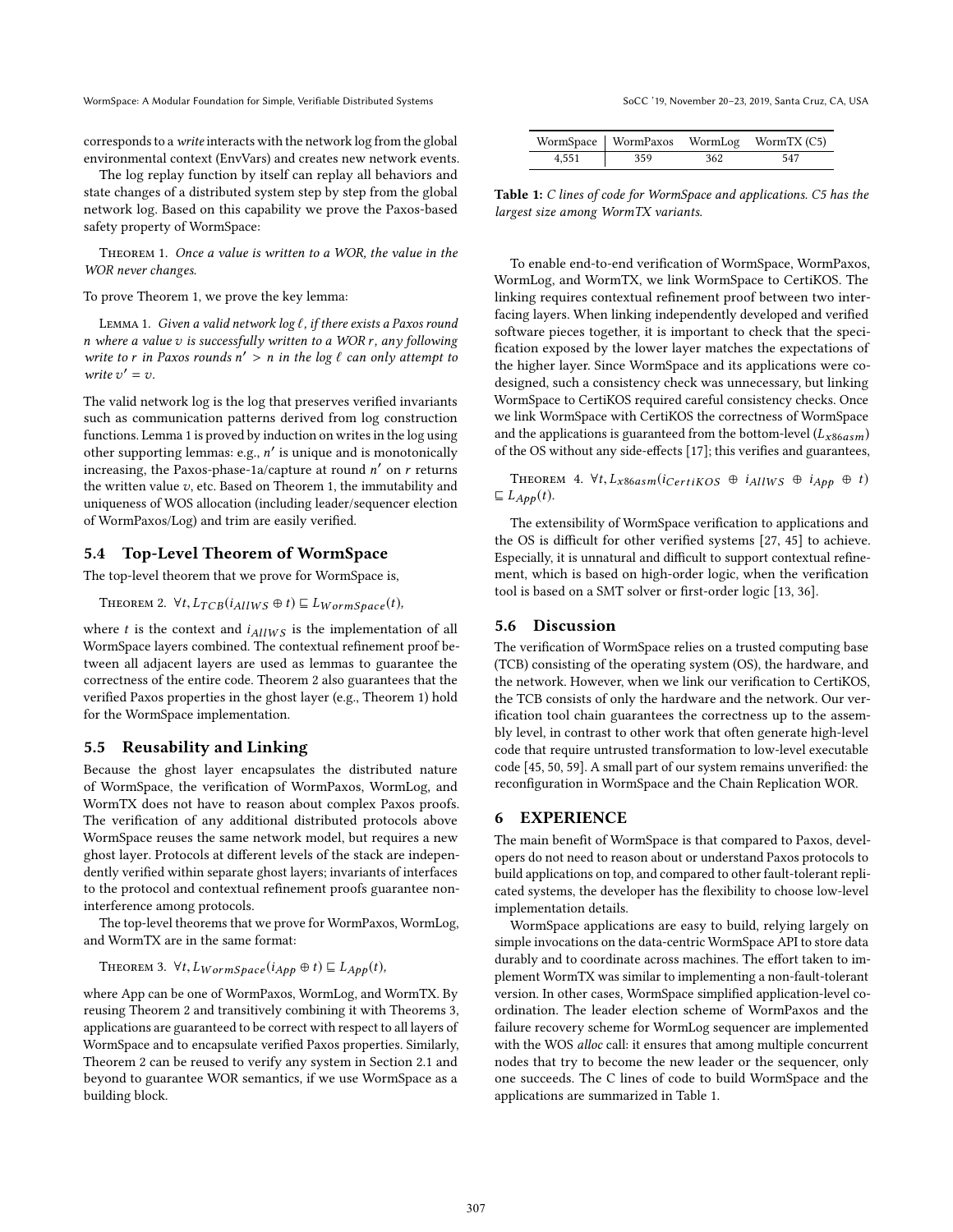corresponds to a *write* interacts with the network log from the global environmental context (EnvVars) and creates new network events.

The log replay function by itself can replay all behaviors and state changes of a distributed system step by step from the global network log. Based on this capability we prove the Paxos-based safety property of WormSpace:

Theorem 1. *Once a value is written to a WOR, the value in the WOR never changes.*

To prove Theorem 1, we prove the key lemma:

Lemma 1. *Given a valid network log $\ell$, if there exists a Paxos round $n$ where a value $v$ is successfully written to a WOR $r$, any following write to $r$ in Paxos rounds $n' > n$ in the log $\ell$ can only attempt to write $v' = v$.*

The valid network log is the log that preserves verified invariants such as communication patterns derived from log construction functions. Lemma 1 is proved by induction on writes in the log using other supporting lemmas: e.g., $n'$ is unique and is monotonically increasing, the Paxos-phase-1a/capture at round $n'$ on $r$ returns the written value $v$, etc. Based on Theorem 1, the immutability and uniqueness of WOS allocation (including leader/sequencer election of WormPaxos/Log) and trim are easily verified.

## 5.4 Top-Level Theorem of WormSpace

The top-level theorem that we prove for WormSpace is,

Theorem 2. $\forall t, L_{TCB}(i_{AllWS} \oplus t) \sqsubseteq L_{WormSpace}(t)$,

where $t$ is the context and $i_{AllWS}$ is the implementation of all WormSpace layers combined. The contextual refinement proof between all adjacent layers are used as lemmas to guarantee the correctness of the entire code. Theorem 2 also guarantees that the verified Paxos properties in the ghost layer (e.g., Theorem 1) hold for the WormSpace implementation.

## 5.5 Reusability and Linking

Because the ghost layer encapsulates the distributed nature of WormSpace, the verification of WormPaxos, WormLog, and WormTX does not have to reason about complex Paxos proofs. The verification of any additional distributed protocols above WormSpace reuses the same network model, but requires a new ghost layer. Protocols at different levels of the stack are independently verified within separate ghost layers; invariants of interfaces to the protocol and contextual refinement proofs guarantee non-interference among protocols.

The top-level theorems that we prove for WormPaxos, WormLog, and WormTX are in the same format:

Theorem 3. $\forall t, L_{WormSpace}(i_{App} \oplus t) \sqsubseteq L_{App}(t)$,

where App can be one of WormPaxos, WormLog, and WormTX. By reusing Theorem 2 and transitively combining it with Theorems 3, applications are guaranteed to be correct with respect to all layers of WormSpace and to encapsulate verified Paxos properties. Similarly, Theorem 2 can be reused to verify any system in Section 2.1 and beyond to guarantee WOR semantics, if we use WormSpace as a building block.

| WormSpace | WormPaxos | WormLog | WormTX (C5) |
|---|---|---|---|
| 4,551 | 359 | 362 | 547 |

**Table 1:** *C lines of code for WormSpace and applications. C5 has the largest size among WormTX variants.*

To enable end-to-end verification of WormSpace, WormPaxos, WormLog, and WormTX, we link WormSpace to CertiKOS. The linking requires contextual refinement proof between two interfacing layers. When linking independently developed and verified software pieces together, it is important to check that the specification exposed by the lower layer matches the expectations of the higher layer. Since WormSpace and its applications were co-designed, such a consistency check was unnecessary, but linking WormSpace to CertiKOS required careful consistency checks. Once we link WormSpace with CertiKOS the correctness of WormSpace and the applications is guaranteed from the bottom-level ($L_{x86asm}$) of the OS without any side-effects [17]; this verifies and guarantees,

Theorem 4. $\forall t, L_{x86asm}(i_{CertiKOS} \oplus i_{AllWS} \oplus i_{App} \oplus t) \sqsubseteq L_{App}(t)$.

The extensibility of WormSpace verification to applications and the OS is difficult for other verified systems [27, 45] to achieve. Especially, it is unnatural and difficult to support contextual refinement, which is based on high-order logic, when the verification tool is based on a SMT solver or first-order logic [13, 36].

## 5.6 Discussion

The verification of WormSpace relies on a trusted computing base (TCB) consisting of the operating system (OS), the hardware, and the network. However, when we link our verification to CertiKOS, the TCB consists of only the hardware and the network. Our verification tool chain guarantees the correctness up to the assembly level, in contrast to other work that often generate high-level code that require untrusted transformation to low-level executable code [45, 50, 59]. A small part of our system remains unverified: the reconfiguration in WormSpace and the Chain Replication WOR.

# 6 EXPERIENCE

The main benefit of WormSpace is that compared to Paxos, developers do not need to reason about or understand Paxos protocols to build applications on top, and compared to other fault-tolerant replicated systems, the developer has the flexibility to choose low-level implementation details.

WormSpace applications are easy to build, relying largely on simple invocations on the data-centric WormSpace API to store data durably and to coordinate across machines. The effort taken to implement WormTX was similar to implementing a non-fault-tolerant version. In other cases, WormSpace simplified application-level coordination. The leader election scheme of WormPaxos and the failure recovery scheme for WormLog sequencer are implemented with the WOS *alloc* call: it ensures that among multiple concurrent nodes that try to become the new leader or the sequencer, only one succeeds. The C lines of code to build WormSpace and the applications are summarized in Table 1.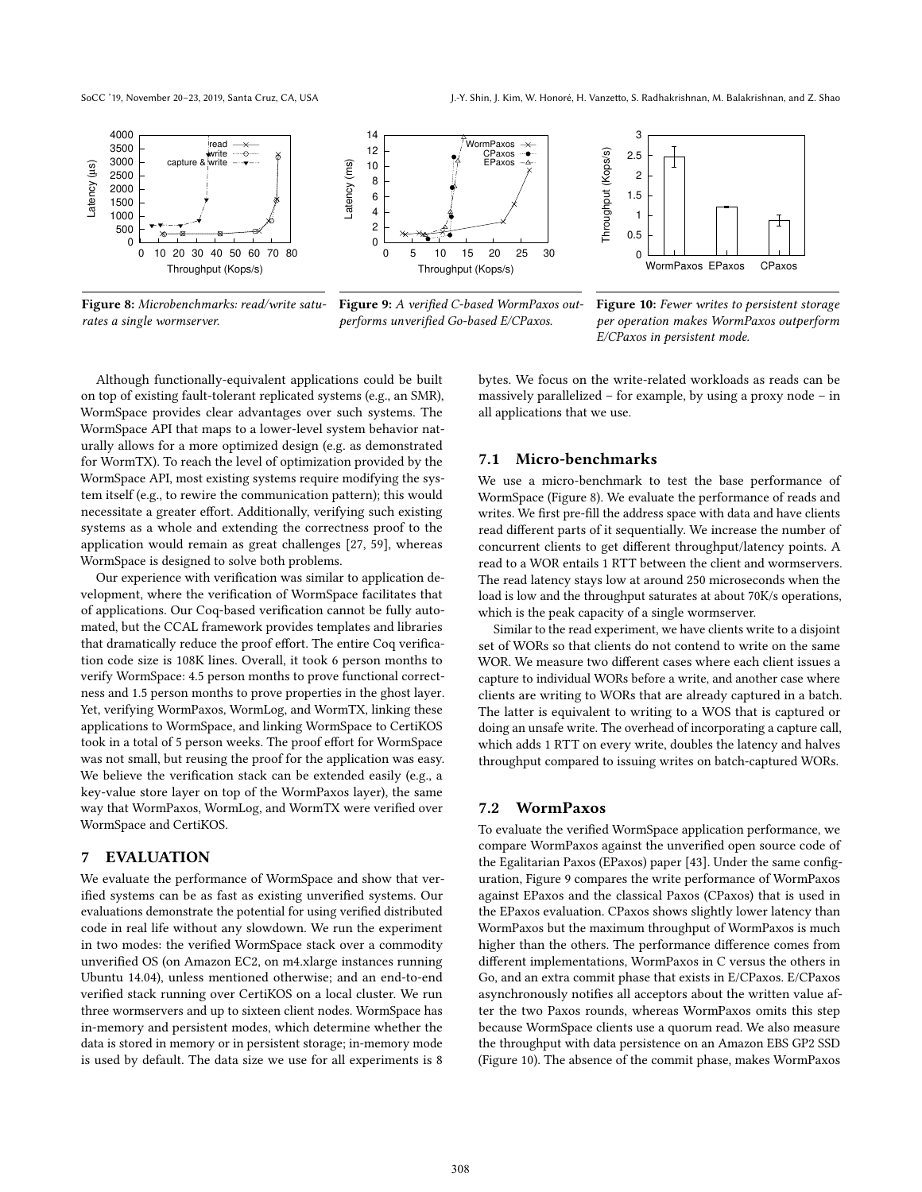**Figure 8:** *Microbenchmarks: read/write saturates a single wormserver.*

**Figure 9:** *A verified C-based WormPaxos outperforms unverified Go-based E/CPaxos.*

**Figure 10:** *Fewer writes to persistent storage per operation makes WormPaxos outperform E/CPaxos in persistent mode.*

Although functionally-equivalent applications could be built on top of existing fault-tolerant replicated systems (e.g., an SMR), WormSpace provides clear advantages over such systems. The WormSpace API that maps to a lower-level system behavior naturally allows for a more optimized design (e.g. as demonstrated for WormTX). To reach the level of optimization provided by the WormSpace API, most existing systems require modifying the system itself (e.g., to rewire the communication pattern); this would necessitate a greater effort. Additionally, verifying such existing systems as a whole and extending the correctness proof to the application would remain as great challenges [27, 59], whereas WormSpace is designed to solve both problems.

Our experience with verification was similar to application development, where the verification of WormSpace facilitates that of applications. Our Coq-based verification cannot be fully automated, but the CCAL framework provides templates and libraries that dramatically reduce the proof effort. The entire Coq verification code size is 108K lines. Overall, it took 6 person months to verify WormSpace: 4.5 person months to prove functional correctness and 1.5 person months to prove properties in the ghost layer. Yet, verifying WormPaxos, WormLog, and WormTX, linking these applications to WormSpace, and linking WormSpace to CertiKOS took in a total of 5 person weeks. The proof effort for WormSpace was not small, but reusing the proof for the application was easy. We believe the verification stack can be extended easily (e.g., a key-value store layer on top of the WormPaxos layer), the same way that WormPaxos, WormLog, and WormTX were verified over WormSpace and CertiKOS.

## 7 EVALUATION

We evaluate the performance of WormSpace and show that verified systems can be as fast as existing unverified systems. Our evaluations demonstrate the potential for using verified distributed code in real life without any slowdown. We run the experiment in two modes: the verified WormSpace stack over a commodity unverified OS (on Amazon EC2, on m4.xlarge instances running Ubuntu 14.04), unless mentioned otherwise; and an end-to-end verified stack running over CertiKOS on a local cluster. We run three wormservers and up to sixteen client nodes. WormSpace has in-memory and persistent modes, which determine whether the data is stored in memory or in persistent storage; in-memory mode is used by default. The data size we use for all experiments is 8 bytes. We focus on the write-related workloads as reads can be massively parallelized – for example, by using a proxy node – in all applications that we use.

### 7.1 Micro-benchmarks

We use a micro-benchmark to test the base performance of WormSpace (Figure 8). We evaluate the performance of reads and writes. We first pre-fill the address space with data and have clients read different parts of it sequentially. We increase the number of concurrent clients to get different throughput/latency points. A read to a WOR entails 1 RTT between the client and wormservers. The read latency stays low at around 250 microseconds when the load is low and the throughput saturates at about 70K/s operations, which is the peak capacity of a single wormserver.

Similar to the read experiment, we have clients write to a disjoint set of WORs so that clients do not contend to write on the same WOR. We measure two different cases where each client issues a capture to individual WORs before a write, and another case where clients are writing to WORs that are already captured in a batch. The latter is equivalent to writing to a WOS that is captured or doing an unsafe write. The overhead of incorporating a capture call, which adds 1 RTT on every write, doubles the latency and halves throughput compared to issuing writes on batch-captured WORs.

### 7.2 WormPaxos

To evaluate the verified WormSpace application performance, we compare WormPaxos against the unverified open source code of the Egalitarian Paxos (EPaxos) paper [43]. Under the same configuration, Figure 9 compares the write performance of WormPaxos against EPaxos and the classical Paxos (CPaxos) that is used in the EPaxos evaluation. CPaxos shows slightly lower latency than WormPaxos but the maximum throughput of WormPaxos is much higher than the others. The performance difference comes from different implementations, WormPaxos in C versus the others in Go, and an extra commit phase that exists in E/CPaxos. E/CPaxos asynchronously notifies all acceptors about the written value after the two Paxos rounds, whereas WormPaxos omits this step because WormSpace clients use a quorum read. We also measure the throughput with data persistence on an Amazon EBS GP2 SSD (Figure 10). The absence of the commit phase, makes WormPaxos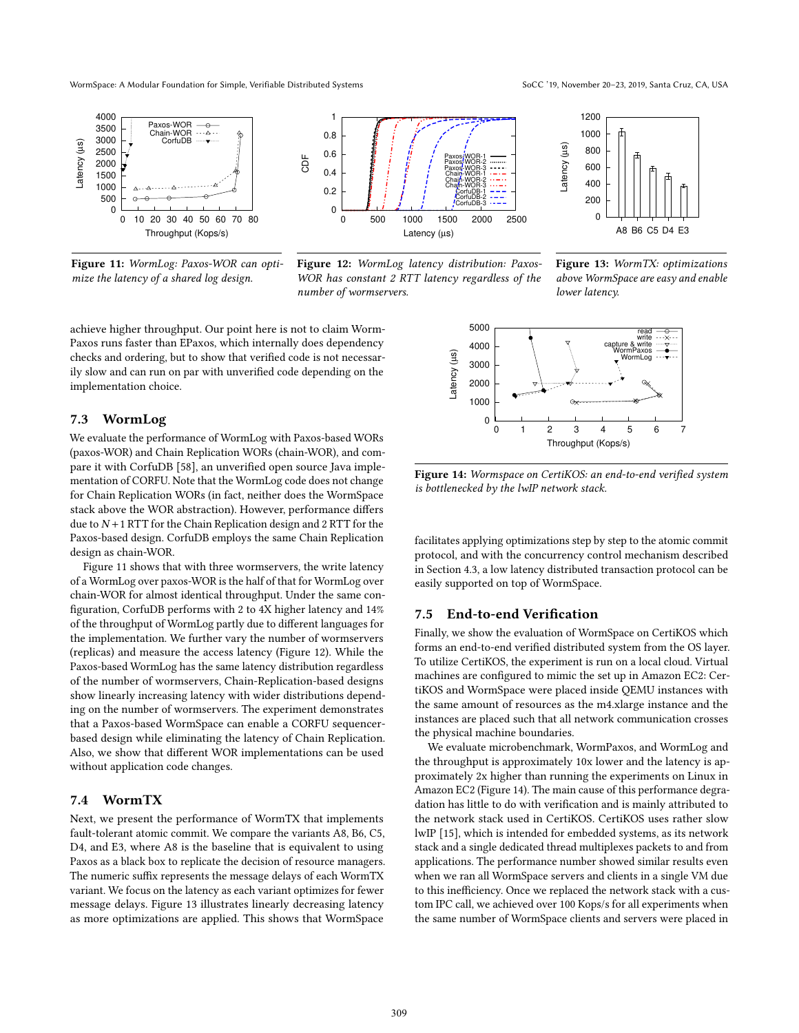**Figure 11:** *WormLog: Paxos-WOR can optimize the latency of a shared log design.*

**Figure 12:** *WormLog latency distribution: Paxos-WOR has constant 2 RTT latency regardless of the number of wormservers.*

**Figure 13:** *WormTX: optimizations above WormSpace are easy and enable lower latency.*

achieve higher throughput. Our point here is not to claim WormPaxos runs faster than EPaxos, which internally does dependency checks and ordering, but to show that verified code is not necessarily slow and can run on par with unverified code depending on the implementation choice.

## 7.3 WormLog

We evaluate the performance of WormLog with Paxos-based WORs (paxos-WOR) and Chain Replication WORs (chain-WOR), and compare it with CorfuDB [58], an unverified open source Java implementation of CORFU. Note that the WormLog code does not change for Chain Replication WORs (in fact, neither does the WormSpace stack above the WOR abstraction). However, performance differs due to $N+1$ RTT for the Chain Replication design and 2 RTT for the Paxos-based design. CorfuDB employs the same Chain Replication design as chain-WOR.

Figure 11 shows that with three wormservers, the write latency of a WormLog over paxos-WOR is the half of that for WormLog over chain-WOR for almost identical throughput. Under the same configuration, CorfuDB performs with 2 to 4X higher latency and 14% of the throughput of WormLog partly due to different languages for the implementation. We further vary the number of wormservers (replicas) and measure the access latency (Figure 12). While the Paxos-based WormLog has the same latency distribution regardless of the number of wormservers, Chain-Replication-based designs show linearly increasing latency with wider distributions depending on the number of wormservers. The experiment demonstrates that a Paxos-based WormSpace can enable a CORFU sequencer-based design while eliminating the latency of Chain Replication. Also, we show that different WOR implementations can be used without application code changes.

## 7.4 WormTX

Next, we present the performance of WormTX that implements fault-tolerant atomic commit. We compare the variants A8, B6, C5, D4, and E3, where A8 is the baseline that is equivalent to using Paxos as a black box to replicate the decision of resource managers. The numeric suffix represents the message delays of each WormTX variant. We focus on the latency as each variant optimizes for fewer message delays. Figure 13 illustrates linearly decreasing latency as more optimizations are applied. This shows that WormSpace facilitates applying optimizations step by step to the atomic commit protocol, and with the concurrency control mechanism described in Section 4.3, a low latency distributed transaction protocol can be easily supported on top of WormSpace.

**Figure 14:** *Wormspace on CertiKOS: an end-to-end verified system is bottlenecked by the lwIP network stack.*

## 7.5 End-to-end Verification

Finally, we show the evaluation of WormSpace on CertiKOS which forms an end-to-end verified distributed system from the OS layer. To utilize CertiKOS, the experiment is run on a local cloud. Virtual machines are configured to mimic the set up in Amazon EC2: CertiKOS and WormSpace were placed inside QEMU instances with the same amount of resources as the m4.xlarge instance and the instances are placed such that all network communication crosses the physical machine boundaries.

We evaluate microbenchmark, WormPaxos, and WormLog and the throughput is approximately 10x lower and the latency is approximately 2x higher than running the experiments on Linux in Amazon EC2 (Figure 14). The main cause of this performance degradation has little to do with verification and is mainly attributed to the network stack used in CertiKOS. CertiKOS uses rather slow lwIP [15], which is intended for embedded systems, as its network stack and a single dedicated thread multiplexes packets to and from applications. The performance number showed similar results even when we ran all WormSpace servers and clients in a single VM due to this inefficiency. Once we replaced the network stack with a custom IPC call, we achieved over 100 Kops/s for all experiments when the same number of WormSpace clients and servers were placed in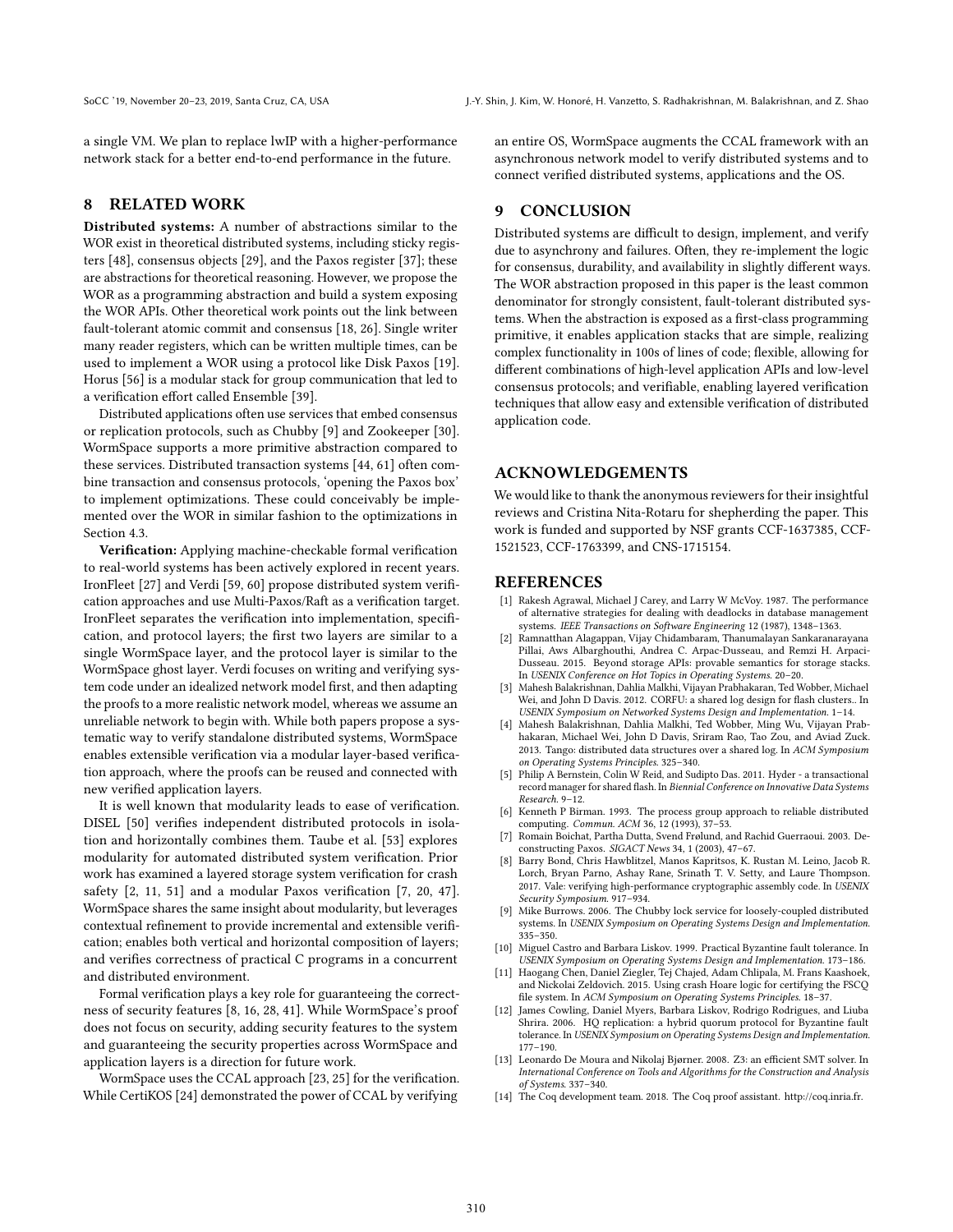a single VM. We plan to replace lwIP with a higher-performance network stack for a better end-to-end performance in the future.

## 8 RELATED WORK

**Distributed systems:** A number of abstractions similar to the WOR exist in theoretical distributed systems, including sticky registers [48], consensus objects [29], and the Paxos register [37]; these are abstractions for theoretical reasoning. However, we propose the WOR as a programming abstraction and build a system exposing the WOR APIs. Other theoretical work points out the link between fault-tolerant atomic commit and consensus [18, 26]. Single writer many reader registers, which can be written multiple times, can be used to implement a WOR using a protocol like Disk Paxos [19]. Horus [56] is a modular stack for group communication that led to a verification effort called Ensemble [39].

Distributed applications often use services that embed consensus or replication protocols, such as Chubby [9] and Zookeeper [30]. WormSpace supports a more primitive abstraction compared to these services. Distributed transaction systems [44, 61] often combine transaction and consensus protocols, 'opening the Paxos box' to implement optimizations. These could conceivably be implemented over the WOR in similar fashion to the optimizations in Section 4.3.

**Verification:** Applying machine-checkable formal verification to real-world systems has been actively explored in recent years. IronFleet [27] and Verdi [59, 60] propose distributed system verification approaches and use Multi-Paxos/Raft as a verification target. IronFleet separates the verification into implementation, specification, and protocol layers; the first two layers are similar to a single WormSpace layer, and the protocol layer is similar to the WormSpace ghost layer. Verdi focuses on writing and verifying system code under an idealized network model first, and then adapting the proofs to a more realistic network model, whereas we assume an unreliable network to begin with. While both papers propose a systematic way to verify standalone distributed systems, WormSpace enables extensible verification via a modular layer-based verification approach, where the proofs can be reused and connected with new verified application layers.

It is well known that modularity leads to ease of verification. DISEL [50] verifies independent distributed protocols in isolation and horizontally combines them. Taube et al. [53] explores modularity for automated distributed system verification. Prior work has examined a layered storage system verification for crash safety [2, 11, 51] and a modular Paxos verification [7, 20, 47]. WormSpace shares the same insight about modularity, but leverages contextual refinement to provide incremental and extensible verification; enables both vertical and horizontal composition of layers; and verifies correctness of practical C programs in a concurrent and distributed environment.

Formal verification plays a key role for guaranteeing the correctness of security features [8, 16, 28, 41]. While WormSpace's proof does not focus on security, adding security features to the system and guaranteeing the security properties across WormSpace and application layers is a direction for future work.

WormSpace uses the CCAL approach [23, 25] for the verification. While CertiKOS [24] demonstrated the power of CCAL by verifying an entire OS, WormSpace augments the CCAL framework with an asynchronous network model to verify distributed systems and to connect verified distributed systems, applications and the OS.

## 9 CONCLUSION

Distributed systems are difficult to design, implement, and verify due to asynchrony and failures. Often, they re-implement the logic for consensus, durability, and availability in slightly different ways. The WOR abstraction proposed in this paper is the least common denominator for strongly consistent, fault-tolerant distributed systems. When the abstraction is exposed as a first-class programming primitive, it enables application stacks that are simple, realizing complex functionality in 100s of lines of code; flexible, allowing for different combinations of high-level application APIs and low-level consensus protocols; and verifiable, enabling layered verification techniques that allow easy and extensible verification of distributed application code.

## ACKNOWLEDGEMENTS

We would like to thank the anonymous reviewers for their insightful reviews and Cristina Nita-Rotaru for shepherding the paper. This work is funded and supported by NSF grants CCF-1637385, CCF-1521523, CCF-1763399, and CNS-1715154.

## REFERENCES

[1] Rakesh Agrawal, Michael J Carey, and Larry W McVoy. 1987. The performance of alternative strategies for dealing with deadlocks in database management systems. *IEEE Transactions on Software Engineering* 12 (1987), 1348–1363.

[2] Ramnatthan Alagappan, Vijay Chidambaram, Thanumalayan Sankaranarayana Pillai, Aws Albarghouthi, Andrea C. Arpac-Dusseau, and Remzi H. Arpaci-Dusseau. 2015. Beyond storage APIs: provable semantics for storage stacks. In *USENIX Conference on Hot Topics in Operating Systems*. 20–20.

[3] Mahesh Balakrishnan, Dahlia Malkhi, Vijayan Prabhakaran, Ted Wobber, Michael Wei, and John D Davis. 2012. CORFU: a shared log design for flash clusters.. In *USENIX Symposium on Networked Systems Design and Implementation*. 1–14.

[4] Mahesh Balakrishnan, Dahlia Malkhi, Ted Wobber, Ming Wu, Vijayan Prabhakaran, Michael Wei, John D Davis, Sriram Rao, Tao Zou, and Aviad Zuck. 2013. Tango: distributed data structures over a shared log. In *ACM Symposium on Operating Systems Principles*. 325–340.

[5] Philip A Bernstein, Colin W Reid, and Sudipto Das. 2011. Hyder - a transactional record manager for shared flash. In *Biennial Conference on Innovative Data Systems Research*. 9–12.

[6] Kenneth P Birman. 1993. The process group approach to reliable distributed computing. *Commun. ACM* 36, 12 (1993), 37–53.

[7] Romain Boichat, Partha Dutta, Svend Frølund, and Rachid Guerraoui. 2003. Deconstructing Paxos. *SIGACT News* 34, 1 (2003), 47–67.

[8] Barry Bond, Chris Hawblitzel, Manos Kapritsos, K. Rustan M. Leino, Jacob R. Lorch, Bryan Parno, Ashay Rane, Srinath T. V. Setty, and Laure Thompson. 2017. Vale: verifying high-performance cryptographic assembly code. In *USENIX Security Symposium*. 917–934.

[9] Mike Burrows. 2006. The Chubby lock service for loosely-coupled distributed systems. In *USENIX Symposium on Operating Systems Design and Implementation*. 335–350.

[10] Miguel Castro and Barbara Liskov. 1999. Practical Byzantine fault tolerance. In *USENIX Symposium on Operating Systems Design and Implementation*. 173–186.

[11] Haogang Chen, Daniel Ziegler, Tej Chajed, Adam Chlipala, M. Frans Kaashoek, and Nickolai Zeldovich. 2015. Using crash Hoare logic for certifying the FSCQ file system. In *ACM Symposium on Operating Systems Principles*. 18–37.

[12] James Cowling, Daniel Myers, Barbara Liskov, Rodrigo Rodrigues, and Liuba Shrira. 2006. HQ replication: a hybrid quorum protocol for Byzantine fault tolerance. In *USENIX Symposium on Operating Systems Design and Implementation*. 177–190.

[13] Leonardo De Moura and Nikolaj Bjørner. 2008. Z3: an efficient SMT solver. In *International Conference on Tools and Algorithms for the Construction and Analysis of Systems*. 337–340.

[14] The Coq development team. 2018. The Coq proof assistant. http://coq.inria.fr.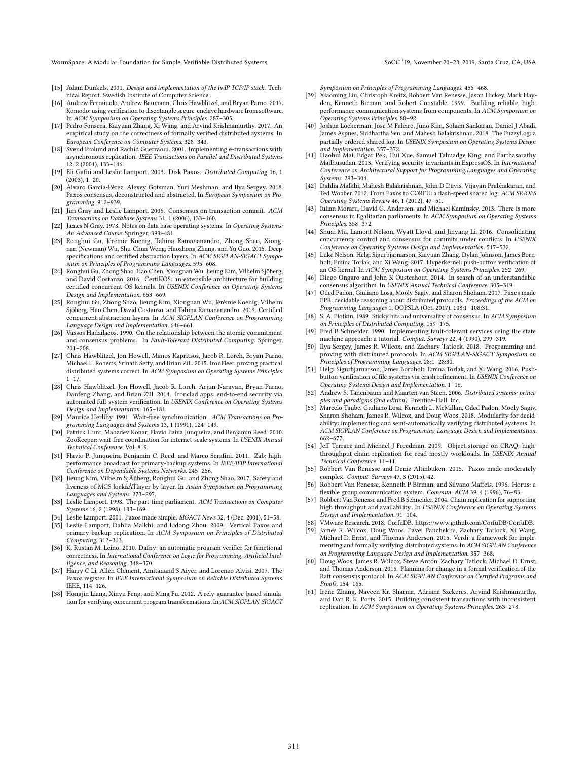- [15] Adam Dunkels. 2001. *Design and implementation of the lwIP TCP/IP stack*. Technical Report. Swedish Institute of Computer Science.
- [16] Andrew Ferraiuolo, Andrew Baumann, Chris Hawblitzel, and Bryan Parno. 2017. Komodo: using verification to disentangle secure-enclave hardware from software. In *ACM Symposium on Operating Systems Principles*. 287–305.
- [17] Pedro Fonseca, Kaiyuan Zhang, Xi Wang, and Arvind Krishnamurthy. 2017. An empirical study on the correctness of formally verified distributed systems. In *European Conference on Computer Systems*. 328–343.
- [18] Svend Frolund and Rachid Guerraoui. 2001. Implementing e-transactions with asynchronous replication. *IEEE Transactions on Parallel and Distributed Systems* 12, 2 (2001), 133–146.
- [19] Eli Gafni and Leslie Lamport. 2003. Disk Paxos. *Distributed Computing* 16, 1 (2003), 1–20.
- [20] Álvaro García-Pérez, Alexey Gotsman, Yuri Meshman, and Ilya Sergey. 2018. Paxos consensus, deconstructed and abstracted. In *European Symposium on Programming*. 912–939.
- [21] Jim Gray and Leslie Lamport. 2006. Consensus on transaction commit. *ACM Transactions on Database Systems* 31, 1 (2006), 133–160.
- [22] James N Gray. 1978. Notes on data base operating systems. In *Operating Systems: An Advanced Course*. Springer, 393–481.
- [23] Ronghui Gu, Jérémie Koenig, Tahina Ramananandro, Zhong Shao, Xiongnan (Newman) Wu, Shu-Chun Weng, Haozhong Zhang, and Yu Guo. 2015. Deep specifications and certified abstraction layers. In *ACM SIGPLAN-SIGACT Symposium on Principles of Programming Languages*. 595–608.
- [24] Ronghui Gu, Zhong Shao, Hao Chen, Xiongnan Wu, Jieung Kim, Vilhelm Sjöberg, and David Costanzo. 2016. CertiKOS: an extensible architecture for building certified concurrent OS kernels. In *USENIX Conference on Operating Systems Design and Implementation*. 653–669.
- [25] Ronghui Gu, Zhong Shao, Jieung Kim, Xiongnan Wu, Jérémie Koenig, Vilhelm Sjöberg, Hao Chen, David Costanzo, and Tahina Ramananandro. 2018. Certified concurrent abstraction layers. In *ACM SIGPLAN Conference on Programming Language Design and Implementation*. 646–661.
- [26] Vassos Hadzilacos. 1990. On the relationship between the atomic commitment and consensus problems. In *Fault-Tolerant Distributed Computing*. Springer, 201–208.
- [27] Chris Hawblitzel, Jon Howell, Manos Kapritsos, Jacob R. Lorch, Bryan Parno, Michael L. Roberts, Srinath Setty, and Brian Zill. 2015. IronFleet: proving practical distributed systems correct. In *ACM Symposium on Operating Systems Principles*. 1–17.
- [28] Chris Hawblitzel, Jon Howell, Jacob R. Lorch, Arjun Narayan, Bryan Parno, Danfeng Zhang, and Brian Zill. 2014. Ironclad apps: end-to-end security via automated full-system verification. In *USENIX Conference on Operating Systems Design and Implementation*. 165–181.
- [29] Maurice Herlihy. 1991. Wait-free synchronization. *ACM Transactions on Programming Languages and Systems* 13, 1 (1991), 124–149.
- [30] Patrick Hunt, Mahadev Konar, Flavio Paiva Junqueira, and Benjamin Reed. 2010. ZooKeeper: wait-free coordination for internet-scale systems. In *USENIX Annual Technical Conference*, Vol. 8. 9.
- [31] Flavio P. Junqueira, Benjamin C. Reed, and Marco Serafini. 2011. Zab: high-performance broadcast for primary-backup systems. In *IEEE/IFIP International Conference on Dependable Systems Networks*. 245–256.
- [32] Jieung Kim, Vilhelm SjÃűberg, Ronghui Gu, and Zhong Shao. 2017. Safety and liveness of MCS lockâĂŤlayer by layer. In *Asian Symposium on Programming Languages and Systems*. 273–297.
- [33] Leslie Lamport. 1998. The part-time parliament. *ACM Transactions on Computer Systems* 16, 2 (1998), 133–169.
- [34] Leslie Lamport. 2001. Paxos made simple. *SIGACT News* 32, 4 (Dec. 2001), 51–58.
- [35] Leslie Lamport, Dahlia Malkhi, and Lidong Zhou. 2009. Vertical Paxos and primary-backup replication. In *ACM Symposium on Principles of Distributed Computing*. 312–313.
- [36] K. Rustan M. Leino. 2010. Dafny: an automatic program verifier for functional correctness. In *International Conference on Logic for Programming, Artificial Intelligence, and Reasoning*. 348–370.
- [37] Harry C Li, Allen Clement, Amitanand S Aiyer, and Lorenzo Alvisi. 2007. The Paxos register. In *IEEE International Symposium on Reliable Distributed Systems*. IEEE, 114–126.
- [38] Hongjin Liang, Xinyu Feng, and Ming Fu. 2012. A rely-guarantee-based simulation for verifying concurrent program transformations. In *ACM SIGPLAN-SIGACT Symposium on Principles of Programming Languages*. 455–468.
- [39] Xiaoming Liu, Christoph Kreitz, Robbert Van Renesse, Jason Hickey, Mark Hayden, Kenneth Birman, and Robert Constable. 1999. Building reliable, high-performance communication systems from components. In *ACM Symposium on Operating Systems Principles*. 80–92.
- [40] Joshua Lockerman, Jose M Faleiro, Juno Kim, Soham Sankaran, Daniel J Abadi, James Aspnes, Siddhartha Sen, and Mahesh Balakrishnan. 2018. The FuzzyLog: a partially ordered shared log. In *USENIX Symposium on Operating Systems Design and Implementation*. 357–372.
- [41] Haohui Mai, Edgar Pek, Hui Xue, Samuel Talmadge King, and Parthasarathy Madhusudan. 2013. Verifying security invariants in ExpressOS. In *International Conference on Architectural Support for Programming Languages and Operating Systems*. 293–304.
- [42] Dahlia Malkhi, Mahesh Balakrishnan, John D Davis, Vijayan Prabhakaran, and Ted Wobber. 2012. From Paxos to CORFU: a flash-speed shared log. *ACM SIGOPS Operating Systems Review* 46, 1 (2012), 47–51.
- [43] Iulian Moraru, David G. Andersen, and Michael Kaminsky. 2013. There is more consensus in Egalitarian parliaments. In *ACM Symposium on Operating Systems Principles*. 358–372.
- [44] Shuai Mu, Lamont Nelson, Wyatt Lloyd, and Jinyang Li. 2016. Consolidating concurrency control and consensus for commits under conflicts. In *USENIX Conference on Operating Systems Design and Implementation*. 517–532.
- [45] Luke Nelson, Helgi Sigurbjarnarson, Kaiyuan Zhang, Dylan Johnson, James Bornholt, Emina Torlak, and Xi Wang. 2017. Hyperkernel: push-button verification of an OS kernel. In *ACM Symposium on Operating Systems Principles*. 252–269.
- [46] Diego Ongaro and John K Ousterhout. 2014. In search of an understandable consensus algorithm. In *USENIX Annual Technical Conference*. 305–319.
- [47] Oded Padon, Giuliano Losa, Mooly Sagiv, and Sharon Shoham. 2017. Paxos made EPR: decidable reasoning about distributed protocols. *Proceedings of the ACM on Programming Languages* 1, OOPSLA (Oct. 2017), 108:1–108:31.
- [48] S. A. Plotkin. 1989. Sticky bits and universality of consensus. In *ACM Symposium on Principles of Distributed Computing*. 159–175.
- [49] Fred B Schneider. 1990. Implementing fault-tolerant services using the state machine approach: a tutorial. *Comput. Surveys* 22, 4 (1990), 299–319.
- [50] Ilya Sergey, James R. Wilcox, and Zachary Tatlock. 2018. Programming and proving with distributed protocols. In *ACM SIGPLAN-SIGACT Symposium on Principles of Programming Languages*. 28:1–28:30.
- [51] Helgi Sigurbjarnarson, James Bornholt, Emina Torlak, and Xi Wang. 2016. Push-button verification of file systems via crash refinement. In *USENIX Conference on Operating Systems Design and Implementation*. 1–16.
- [52] Andrew S. Tanenbaum and Maarten van Steen. 2006. *Distributed systems: principles and paradigms (2nd edition)*. Prentice-Hall, Inc.
- [53] Marcelo Taube, Giuliano Losa, Kenneth L. McMillan, Oded Padon, Mooly Sagiv, Sharon Shoham, James R. Wilcox, and Doug Woos. 2018. Modularity for decidability: implementing and semi-automatically verifying distributed systems. In *ACM SIGPLAN Conference on Programming Language Design and Implementation*. 662–677.
- [54] Jeff Terrace and Michael J Freedman. 2009. Object storage on CRAQ: high-throughput chain replication for read-mostly workloads. In *USENIX Annual Technical Conference*. 11–11.
- [55] Robbert Van Renesse and Deniz Altinbuken. 2015. Paxos made moderately complex. *Comput. Surveys* 47, 3 (2015), 42.
- [56] Robbert Van Renesse, Kenneth P Birman, and Silvano Maffeis. 1996. Horus: a flexible group communication system. *Commun. ACM* 39, 4 (1996), 76–83.
- [57] Robbert Van Renesse and Fred B Schneider. 2004. Chain replication for supporting high throughput and availability.. In *USENIX Conference on Operating Systems Design and Implementation*. 91–104.
- [58] VMware Research. 2018. CorfuDB. https://www.github.com/CorfuDB/CorfuDB.
- [59] James R. Wilcox, Doug Woos, Pavel Panchekha, Zachary Tatlock, Xi Wang, Michael D. Ernst, and Thomas Anderson. 2015. Verdi: a framework for implementing and formally verifying distributed systems. In *ACM SIGPLAN Conference on Programming Language Design and Implementation*. 357–368.
- [60] Doug Woos, James R. Wilcox, Steve Anton, Zachary Tatlock, Michael D. Ernst, and Thomas Anderson. 2016. Planning for change in a formal verification of the Raft consensus protocol. In *ACM SIGPLAN Conference on Certified Programs and Proofs*. 154–165.
- [61] Irene Zhang, Naveen Kr. Sharma, Adriana Szekeres, Arvind Krishnamurthy, and Dan R. K. Ports. 2015. Building consistent transactions with inconsistent replication. In *ACM Symposium on Operating Systems Principles*. 263–278.